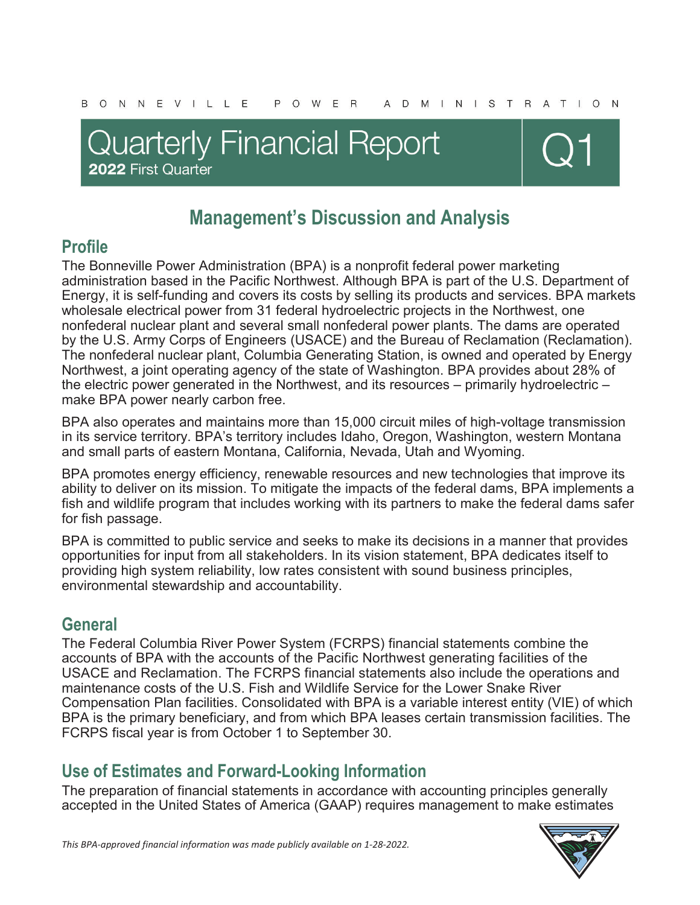BONNEVILLE POWER ADMINISTRATION

# Quarterly Financial Report

**2022** First Quarter

Q1

## Management's Discussion and Analysis

### Profile

The Bonneville Power Administration (BPA) is a nonprofit federal power marketing administration based in the Pacific Northwest. Although BPA is part of the U.S. Department of Energy, it is self-funding and covers its costs by selling its products and services. BPA markets wholesale electrical power from 31 federal hydroelectric projects in the Northwest, one nonfederal nuclear plant and several small nonfederal power plants. The dams are operated by the U.S. Army Corps of Engineers (USACE) and the Bureau of Reclamation (Reclamation). The nonfederal nuclear plant, Columbia Generating Station, is owned and operated by Energy Northwest, a joint operating agency of the state of Washington. BPA provides about 28% of the electric power generated in the Northwest, and its resources – primarily hydroelectric – make BPA power nearly carbon free.

BPA also operates and maintains more than 15,000 circuit miles of high-voltage transmission in its service territory. BPA's territory includes Idaho, Oregon, Washington, western Montana and small parts of eastern Montana, California, Nevada, Utah and Wyoming.

BPA promotes energy efficiency, renewable resources and new technologies that improve its ability to deliver on its mission. To mitigate the impacts of the federal dams, BPA implements a fish and wildlife program that includes working with its partners to make the federal dams safer for fish passage.

BPA is committed to public service and seeks to make its decisions in a manner that provides opportunities for input from all stakeholders. In its vision statement, BPA dedicates itself to providing high system reliability, low rates consistent with sound business principles, environmental stewardship and accountability.

### General

The Federal Columbia River Power System (FCRPS) financial statements combine the accounts of BPA with the accounts of the Pacific Northwest generating facilities of the USACE and Reclamation. The FCRPS financial statements also include the operations and maintenance costs of the U.S. Fish and Wildlife Service for the Lower Snake River Compensation Plan facilities. Consolidated with BPA is a variable interest entity (VIE) of which BPA is the primary beneficiary, and from which BPA leases certain transmission facilities. The FCRPS fiscal year is from October 1 to September 30.

### Use of Estimates and Forward-Looking Information

The preparation of financial statements in accordance with accounting principles generally accepted in the United States of America (GAAP) requires management to make estimates

*This BPA-approved financial information was made publicly available on 1-28-2022.*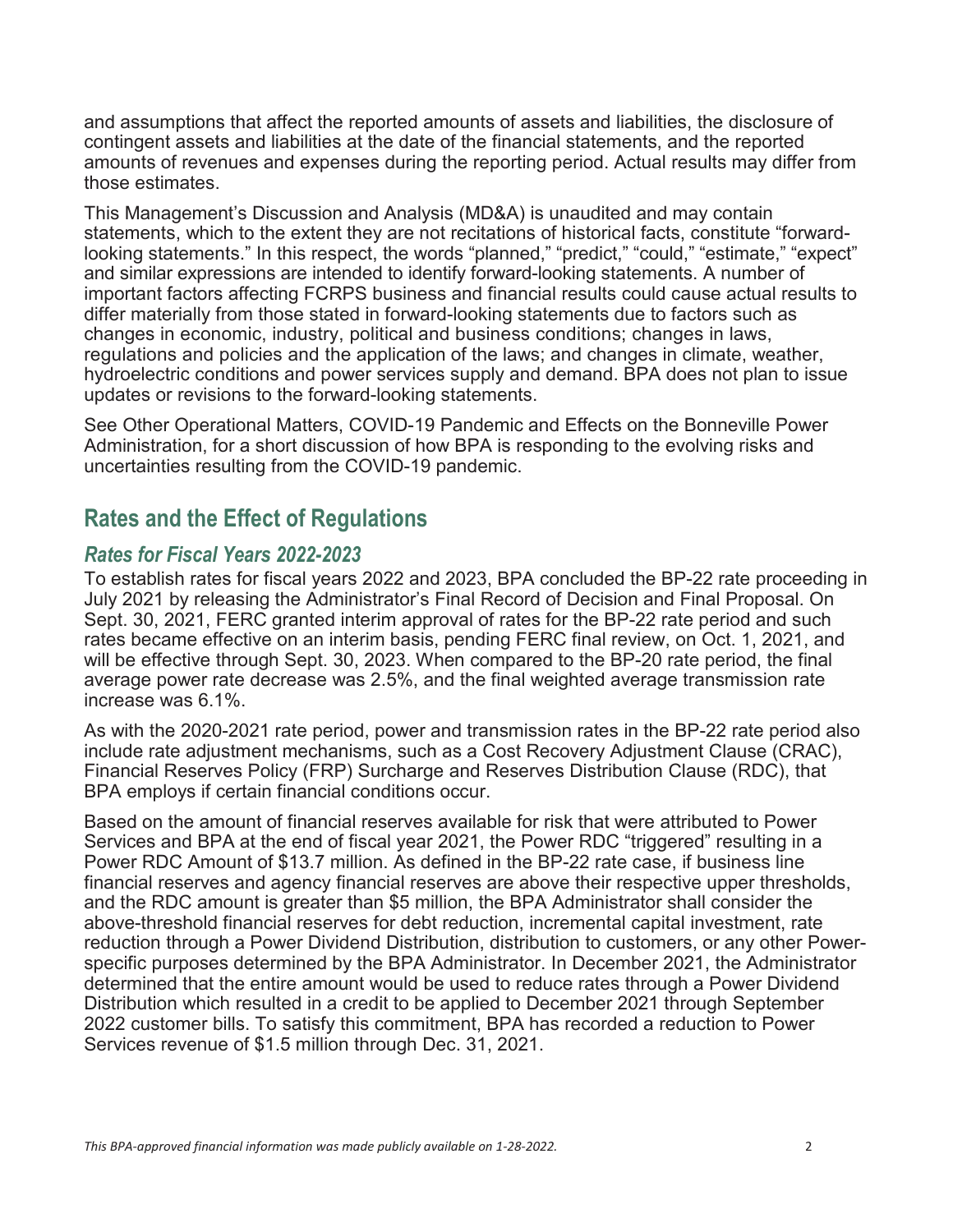and assumptions that affect the reported amounts of assets and liabilities, the disclosure of contingent assets and liabilities at the date of the financial statements, and the reported amounts of revenues and expenses during the reporting period. Actual results may differ from those estimates.

This Management's Discussion and Analysis (MD&A) is unaudited and may contain statements, which to the extent they are not recitations of historical facts, constitute "forward-looking statements." In this respect, the words "planned," "predict," "could," "estimate," "expect" and similar expressions are intended to identify forward-looking statements. A number of important factors affecting FCRPS business and financial results could cause actual results to differ materially from those stated in forward-looking statements due to factors such as changes in economic, industry, political and business conditions; changes in laws, regulations and policies and the application of the laws; and changes in climate, weather, hydroelectric conditions and power services supply and demand. BPA does not plan to issue updates or revisions to the forward-looking statements.

See Other Operational Matters, COVID-19 Pandemic and Effects on the Bonneville Power Administration, for a short discussion of how BPA is responding to the evolving risks and uncertainties resulting from the COVID-19 pandemic.

## Rates and the Effect of Regulations

### *Rates for Fiscal Years 2022-2023*

To establish rates for fiscal years 2022 and 2023, BPA concluded the BP-22 rate proceeding in July 2021 by releasing the Administrator's Final Record of Decision and Final Proposal. On Sept. 30, 2021, FERC granted interim approval of rates for the BP-22 rate period and such rates became effective on an interim basis, pending FERC final review, on Oct. 1, 2021, and will be effective through Sept. 30, 2023. When compared to the BP-20 rate period, the final average power rate decrease was 2.5%, and the final weighted average transmission rate increase was 6.1%.

As with the 2020-2021 rate period, power and transmission rates in the BP-22 rate period also include rate adjustment mechanisms, such as a Cost Recovery Adjustment Clause (CRAC), Financial Reserves Policy (FRP) Surcharge and Reserves Distribution Clause (RDC), that BPA employs if certain financial conditions occur.

Based on the amount of financial reserves available for risk that were attributed to Power Services and BPA at the end of fiscal year 2021, the Power RDC "triggered" resulting in a Power RDC Amount of $13.7 million. As defined in the BP-22 rate case, if business line financial reserves and agency financial reserves are above their respective upper thresholds, and the RDC amount is greater than $5 million, the BPA Administrator shall consider the above-threshold financial reserves for debt reduction, incremental capital investment, rate reduction through a Power Dividend Distribution, distribution to customers, or any other Power-specific purposes determined by the BPA Administrator. In December 2021, the Administrator determined that the entire amount would be used to reduce rates through a Power Dividend Distribution which resulted in a credit to be applied to December 2021 through September 2022 customer bills. To satisfy this commitment, BPA has recorded a reduction to Power Services revenue of $1.5 million through Dec. 31, 2021.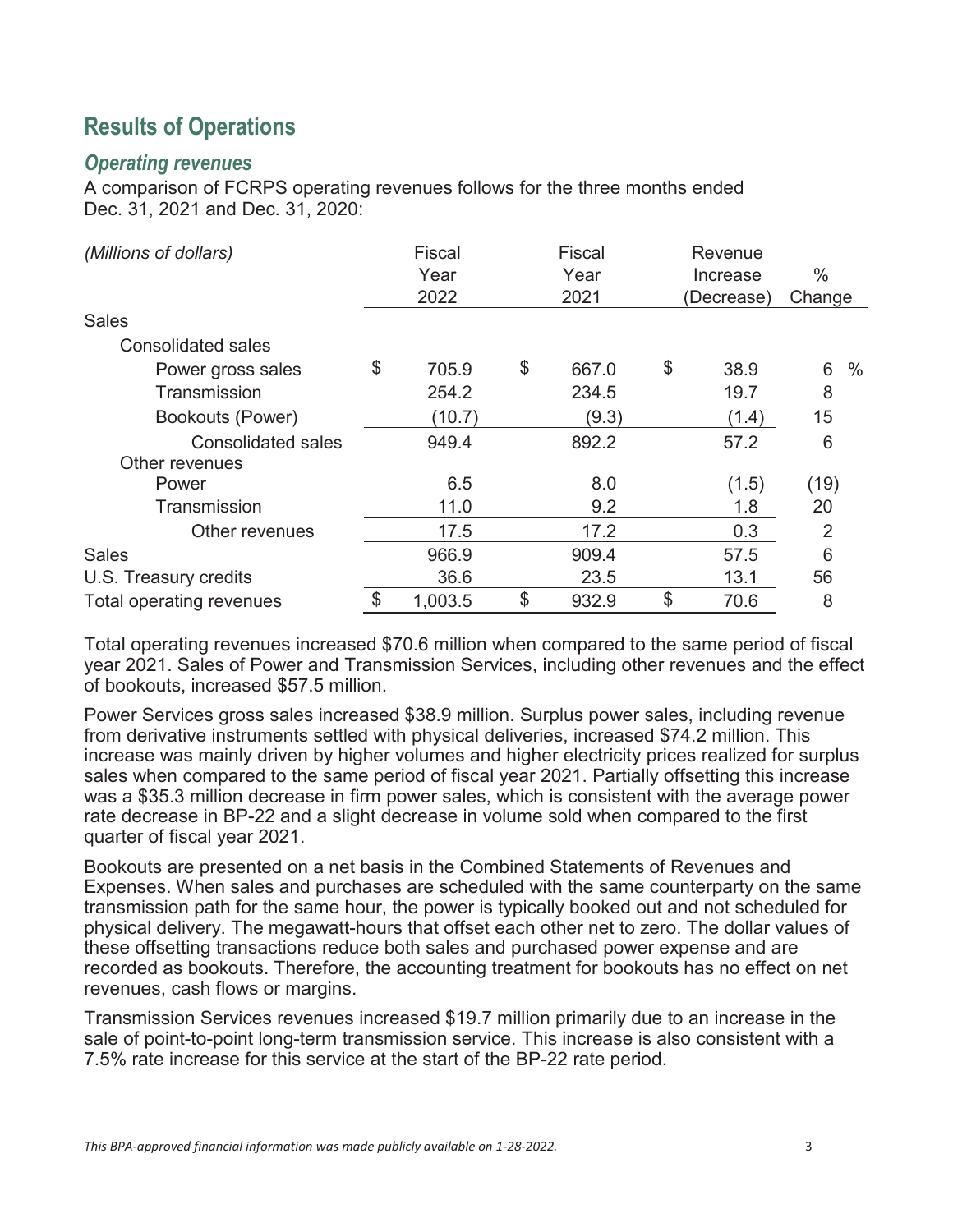## Results of Operations

### *Operating revenues*

A comparison of FCRPS operating revenues follows for the three months ended Dec. 31, 2021 and Dec. 31, 2020:

| *(Millions of dollars)* | Fiscal Year 2022 | Fiscal Year 2021 | Revenue Increase (Decrease) | % Change |
|---|---|---|---|---|
| Sales | | | | |
| Consolidated sales | | | | |
| Power gross sales | $ 705.9 | $ 667.0 | $ 38.9 | 6 % |
| Transmission | 254.2 | 234.5 | 19.7 | 8 |
| Bookouts (Power) | (10.7) | (9.3) | (1.4) | 15 |
| Consolidated sales | 949.4 | 892.2 | 57.2 | 6 |
| Other revenues | | | | |
| Power | 6.5 | 8.0 | (1.5) | (19) |
| Transmission | 11.0 | 9.2 | 1.8 | 20 |
| Other revenues | 17.5 | 17.2 | 0.3 | 2 |
| Sales | 966.9 | 909.4 | 57.5 | 6 |
| U.S. Treasury credits | 36.6 | 23.5 | 13.1 | 56 |
| Total operating revenues | $ 1,003.5 | $ 932.9 | $ 70.6 | 8 |

Total operating revenues increased $70.6 million when compared to the same period of fiscal year 2021. Sales of Power and Transmission Services, including other revenues and the effect of bookouts, increased $57.5 million.

Power Services gross sales increased $38.9 million. Surplus power sales, including revenue from derivative instruments settled with physical deliveries, increased $74.2 million. This increase was mainly driven by higher volumes and higher electricity prices realized for surplus sales when compared to the same period of fiscal year 2021. Partially offsetting this increase was a $35.3 million decrease in firm power sales, which is consistent with the average power rate decrease in BP-22 and a slight decrease in volume sold when compared to the first quarter of fiscal year 2021.

Bookouts are presented on a net basis in the Combined Statements of Revenues and Expenses. When sales and purchases are scheduled with the same counterparty on the same transmission path for the same hour, the power is typically booked out and not scheduled for physical delivery. The megawatt-hours that offset each other net to zero. The dollar values of these offsetting transactions reduce both sales and purchased power expense and are recorded as bookouts. Therefore, the accounting treatment for bookouts has no effect on net revenues, cash flows or margins.

Transmission Services revenues increased $19.7 million primarily due to an increase in the sale of point-to-point long-term transmission service. This increase is also consistent with a 7.5% rate increase for this service at the start of the BP-22 rate period.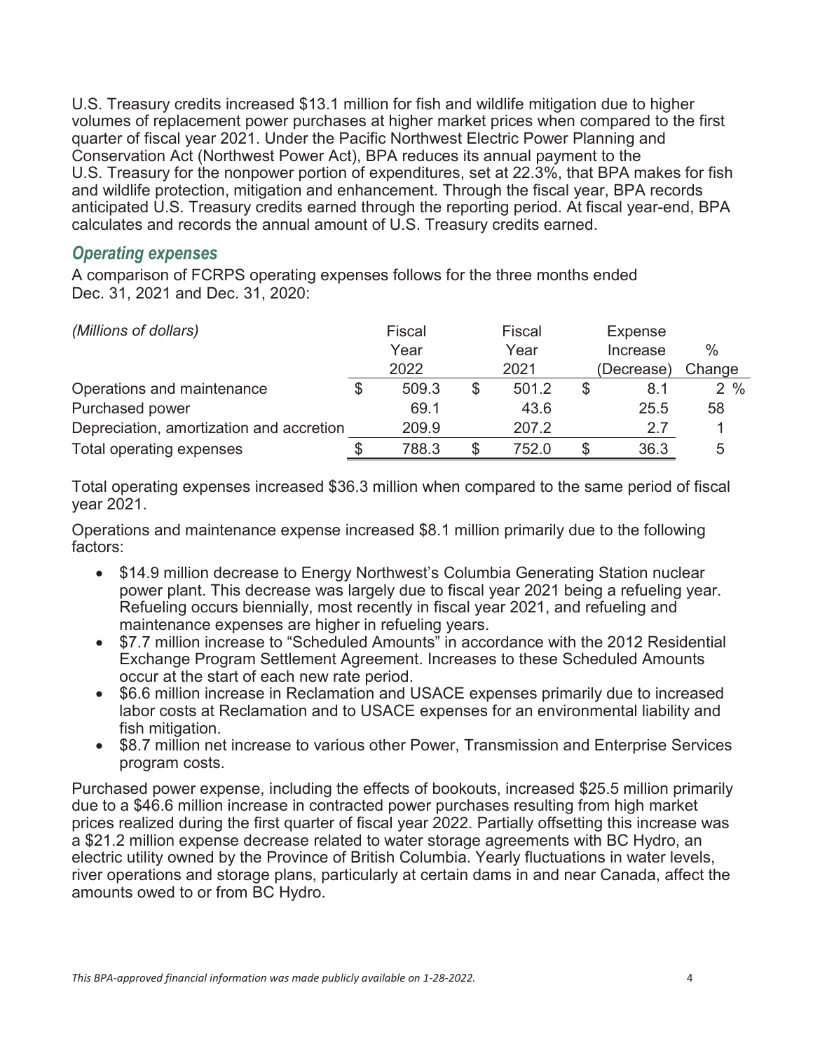U.S. Treasury credits increased $13.1 million for fish and wildlife mitigation due to higher volumes of replacement power purchases at higher market prices when compared to the first quarter of fiscal year 2021. Under the Pacific Northwest Electric Power Planning and Conservation Act (Northwest Power Act), BPA reduces its annual payment to the U.S. Treasury for the nonpower portion of expenditures, set at 22.3%, that BPA makes for fish and wildlife protection, mitigation and enhancement. Through the fiscal year, BPA records anticipated U.S. Treasury credits earned through the reporting period. At fiscal year-end, BPA calculates and records the annual amount of U.S. Treasury credits earned.

## *Operating expenses*

A comparison of FCRPS operating expenses follows for the three months ended Dec. 31, 2021 and Dec. 31, 2020:

| *(Millions of dollars)* | Fiscal Year 2022 | Fiscal Year 2021 | Expense Increase (Decrease) | % Change |
|---|---|---|---|---|
| Operations and maintenance | $ 509.3 | $ 501.2 | $ 8.1 | 2 % |
| Purchased power | 69.1 | 43.6 | 25.5 | 58 |
| Depreciation, amortization and accretion | 209.9 | 207.2 | 2.7 | 1 |
| Total operating expenses | $ 788.3 | $ 752.0 | $ 36.3 | 5 |

Total operating expenses increased $36.3 million when compared to the same period of fiscal year 2021.

Operations and maintenance expense increased $8.1 million primarily due to the following factors:

- $14.9 million decrease to Energy Northwest's Columbia Generating Station nuclear power plant. This decrease was largely due to fiscal year 2021 being a refueling year. Refueling occurs biennially, most recently in fiscal year 2021, and refueling and maintenance expenses are higher in refueling years.
- $7.7 million increase to "Scheduled Amounts" in accordance with the 2012 Residential Exchange Program Settlement Agreement. Increases to these Scheduled Amounts occur at the start of each new rate period.
- $6.6 million increase in Reclamation and USACE expenses primarily due to increased labor costs at Reclamation and to USACE expenses for an environmental liability and fish mitigation.
- $8.7 million net increase to various other Power, Transmission and Enterprise Services program costs.

Purchased power expense, including the effects of bookouts, increased $25.5 million primarily due to a $46.6 million increase in contracted power purchases resulting from high market prices realized during the first quarter of fiscal year 2022. Partially offsetting this increase was a $21.2 million expense decrease related to water storage agreements with BC Hydro, an electric utility owned by the Province of British Columbia. Yearly fluctuations in water levels, river operations and storage plans, particularly at certain dams in and near Canada, affect the amounts owed to or from BC Hydro.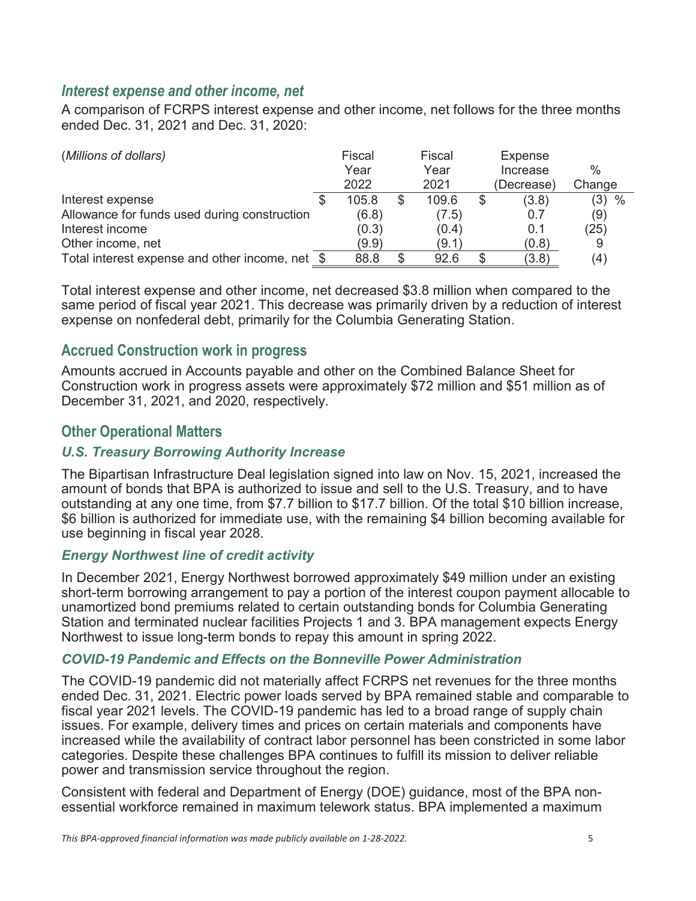### *Interest expense and other income, net*

A comparison of FCRPS interest expense and other income, net follows for the three months ended Dec. 31, 2021 and Dec. 31, 2020:

| (*Millions of dollars*) | Fiscal Year 2022 | Fiscal Year 2021 | Expense Increase (Decrease) | % Change |
|---|---|---|---|---|
| Interest expense | $ 105.8 | $ 109.6 | $ (3.8) | (3) % |
| Allowance for funds used during construction | (6.8) | (7.5) | 0.7 | (9) |
| Interest income | (0.3) | (0.4) | 0.1 | (25) |
| Other income, net | (9.9) | (9.1) | (0.8) | 9 |
| Total interest expense and other income, net | $ 88.8 | $ 92.6 | $ (3.8) | (4) |

Total interest expense and other income, net decreased $3.8 million when compared to the same period of fiscal year 2021. This decrease was primarily driven by a reduction of interest expense on nonfederal debt, primarily for the Columbia Generating Station.

## Accrued Construction work in progress

Amounts accrued in Accounts payable and other on the Combined Balance Sheet for Construction work in progress assets were approximately $72 million and $51 million as of December 31, 2021, and 2020, respectively.

## Other Operational Matters

### *U.S. Treasury Borrowing Authority Increase*

The Bipartisan Infrastructure Deal legislation signed into law on Nov. 15, 2021, increased the amount of bonds that BPA is authorized to issue and sell to the U.S. Treasury, and to have outstanding at any one time, from $7.7 billion to $17.7 billion. Of the total $10 billion increase, $6 billion is authorized for immediate use, with the remaining $4 billion becoming available for use beginning in fiscal year 2028.

### *Energy Northwest line of credit activity*

In December 2021, Energy Northwest borrowed approximately $49 million under an existing short-term borrowing arrangement to pay a portion of the interest coupon payment allocable to unamortized bond premiums related to certain outstanding bonds for Columbia Generating Station and terminated nuclear facilities Projects 1 and 3. BPA management expects Energy Northwest to issue long-term bonds to repay this amount in spring 2022.

### *COVID-19 Pandemic and Effects on the Bonneville Power Administration*

The COVID-19 pandemic did not materially affect FCRPS net revenues for the three months ended Dec. 31, 2021. Electric power loads served by BPA remained stable and comparable to fiscal year 2021 levels. The COVID-19 pandemic has led to a broad range of supply chain issues. For example, delivery times and prices on certain materials and components have increased while the availability of contract labor personnel has been constricted in some labor categories. Despite these challenges BPA continues to fulfill its mission to deliver reliable power and transmission service throughout the region.

Consistent with federal and Department of Energy (DOE) guidance, most of the BPA non-essential workforce remained in maximum telework status. BPA implemented a maximum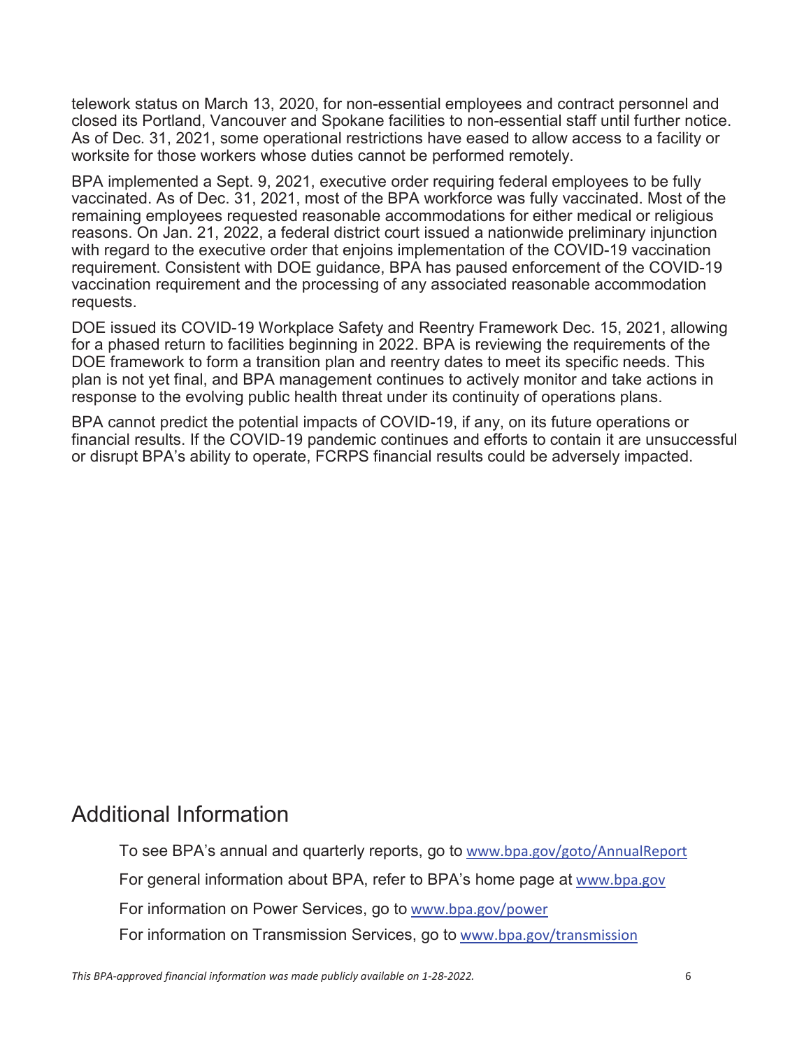telework status on March 13, 2020, for non-essential employees and contract personnel and closed its Portland, Vancouver and Spokane facilities to non-essential staff until further notice. As of Dec. 31, 2021, some operational restrictions have eased to allow access to a facility or worksite for those workers whose duties cannot be performed remotely.

BPA implemented a Sept. 9, 2021, executive order requiring federal employees to be fully vaccinated. As of Dec. 31, 2021, most of the BPA workforce was fully vaccinated. Most of the remaining employees requested reasonable accommodations for either medical or religious reasons. On Jan. 21, 2022, a federal district court issued a nationwide preliminary injunction with regard to the executive order that enjoins implementation of the COVID-19 vaccination requirement. Consistent with DOE guidance, BPA has paused enforcement of the COVID-19 vaccination requirement and the processing of any associated reasonable accommodation requests.

DOE issued its COVID-19 Workplace Safety and Reentry Framework Dec. 15, 2021, allowing for a phased return to facilities beginning in 2022. BPA is reviewing the requirements of the DOE framework to form a transition plan and reentry dates to meet its specific needs. This plan is not yet final, and BPA management continues to actively monitor and take actions in response to the evolving public health threat under its continuity of operations plans.

BPA cannot predict the potential impacts of COVID-19, if any, on its future operations or financial results. If the COVID-19 pandemic continues and efforts to contain it are unsuccessful or disrupt BPA's ability to operate, FCRPS financial results could be adversely impacted.

# Additional Information

To see BPA's annual and quarterly reports, go to www.bpa.gov/goto/AnnualReport

For general information about BPA, refer to BPA's home page at www.bpa.gov

For information on Power Services, go to www.bpa.gov/power

For information on Transmission Services, go to www.bpa.gov/transmission

*This BPA-approved financial information was made publicly available on 1-28-2022.*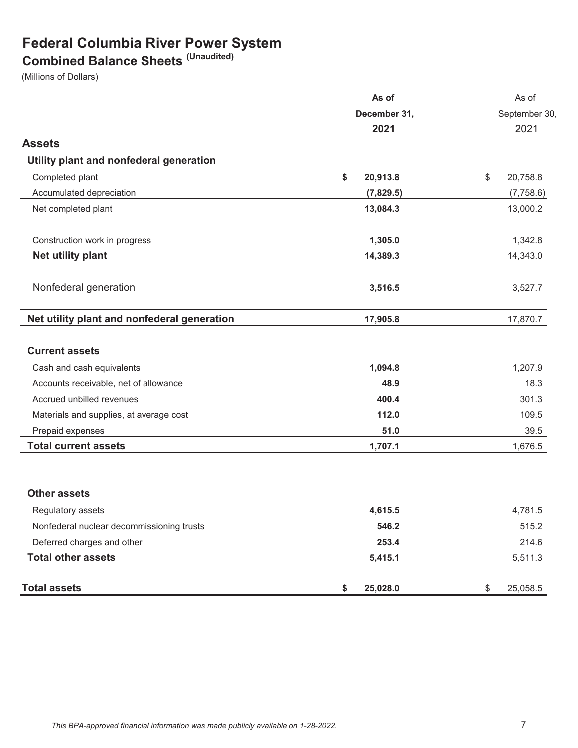# Federal Columbia River Power System

## Combined Balance Sheets (Unaudited)

(Millions of Dollars)

| | As of December 31, 2021 | As of September 30, 2021 |
|---|---|---|
| **Assets** | | |
| **Utility plant and nonfederal generation** | | |
| Completed plant | $ 20,913.8 | $ 20,758.8 |
| Accumulated depreciation | (7,829.5) | (7,758.6) |
| Net completed plant | 13,084.3 | 13,000.2 |
| Construction work in progress | 1,305.0 | 1,342.8 |
| **Net utility plant** | 14,389.3 | 14,343.0 |
| Nonfederal generation | 3,516.5 | 3,527.7 |
| **Net utility plant and nonfederal generation** | 17,905.8 | 17,870.7 |
| **Current assets** | | |
| Cash and cash equivalents | 1,094.8 | 1,207.9 |
| Accounts receivable, net of allowance | 48.9 | 18.3 |
| Accrued unbilled revenues | 400.4 | 301.3 |
| Materials and supplies, at average cost | 112.0 | 109.5 |
| Prepaid expenses | 51.0 | 39.5 |
| **Total current assets** | 1,707.1 | 1,676.5 |
| **Other assets** | | |
| Regulatory assets | 4,615.5 | 4,781.5 |
| Nonfederal nuclear decommissioning trusts | 546.2 | 515.2 |
| Deferred charges and other | 253.4 | 214.6 |
| **Total other assets** | 5,415.1 | 5,511.3 |
| **Total assets** | $ 25,028.0 | $ 25,058.5 |

*This BPA-approved financial information was made publicly available on 1-28-2022.*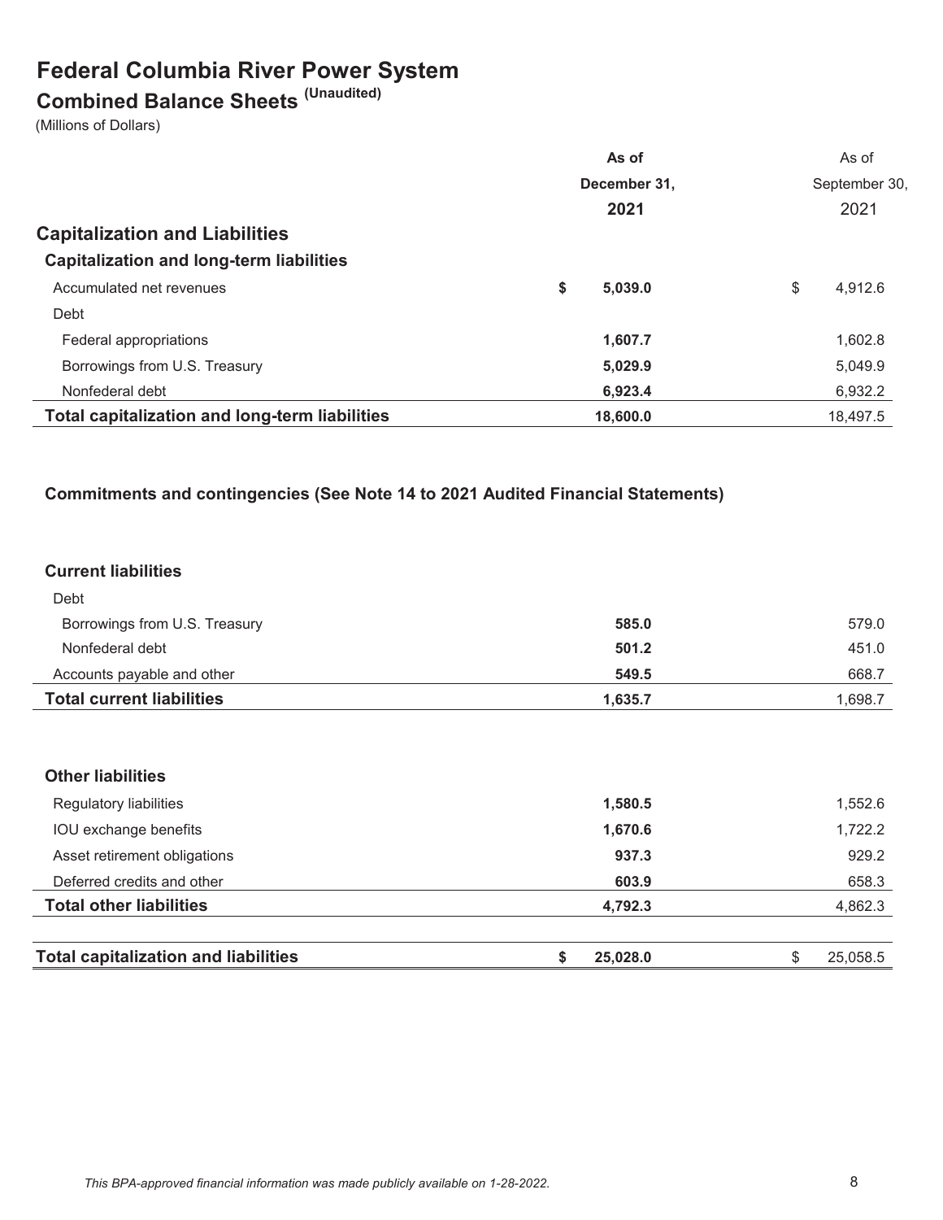# Federal Columbia River Power System

## Combined Balance Sheets (Unaudited)

(Millions of Dollars)

| | As of December 31, 2021 | As of September 30, 2021 |
|---|---|---|
| **Capitalization and Liabilities** | | |
| **Capitalization and long-term liabilities** | | |
| Accumulated net revenues | **$ 5,039.0** | $ 4,912.6 |
| Debt | | |
| Federal appropriations | **1,607.7** | 1,602.8 |
| Borrowings from U.S. Treasury | **5,029.9** | 5,049.9 |
| Nonfederal debt | **6,923.4** | 6,932.2 |
| **Total capitalization and long-term liabilities** | **18,600.0** | 18,497.5 |
| **Commitments and contingencies (See Note 14 to 2021 Audited Financial Statements)** | | |
| **Current liabilities** | | |
| Debt | | |
| Borrowings from U.S. Treasury | **585.0** | 579.0 |
| Nonfederal debt | **501.2** | 451.0 |
| Accounts payable and other | **549.5** | 668.7 |
| **Total current liabilities** | **1,635.7** | 1,698.7 |
| **Other liabilities** | | |
| Regulatory liabilities | **1,580.5** | 1,552.6 |
| IOU exchange benefits | **1,670.6** | 1,722.2 |
| Asset retirement obligations | **937.3** | 929.2 |
| Deferred credits and other | **603.9** | 658.3 |
| **Total other liabilities** | **4,792.3** | 4,862.3 |
| **Total capitalization and liabilities** | **$ 25,028.0** | $ 25,058.5 |

*This BPA-approved financial information was made publicly available on 1-28-2022.*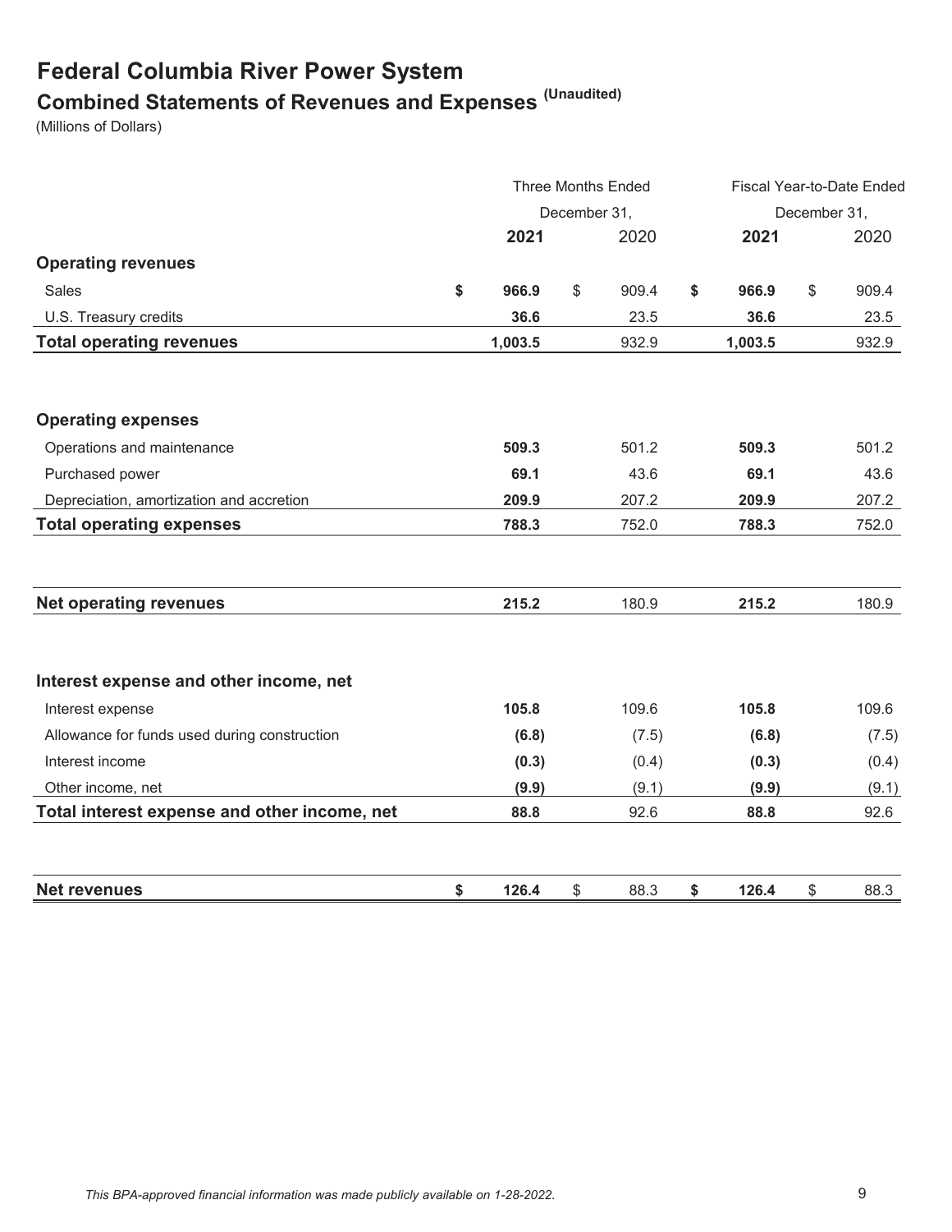# Federal Columbia River Power System

## Combined Statements of Revenues and Expenses (Unaudited)

(Millions of Dollars)

| | Three Months Ended December 31, | | Fiscal Year-to-Date Ended December 31, | |
|---|---|---|---|---|
| | **2021** | 2020 | **2021** | 2020 |
| **Operating revenues** | | | | |
| Sales | **$ 966.9** | $ 909.4 | **$ 966.9** | $ 909.4 |
| U.S. Treasury credits | **36.6** | 23.5 | **36.6** | 23.5 |
| **Total operating revenues** | **1,003.5** | 932.9 | **1,003.5** | 932.9 |
| **Operating expenses** | | | | |
| Operations and maintenance | **509.3** | 501.2 | **509.3** | 501.2 |
| Purchased power | **69.1** | 43.6 | **69.1** | 43.6 |
| Depreciation, amortization and accretion | **209.9** | 207.2 | **209.9** | 207.2 |
| **Total operating expenses** | **788.3** | 752.0 | **788.3** | 752.0 |
| **Net operating revenues** | **215.2** | 180.9 | **215.2** | 180.9 |
| **Interest expense and other income, net** | | | | |
| Interest expense | **105.8** | 109.6 | **105.8** | 109.6 |
| Allowance for funds used during construction | **(6.8)** | (7.5) | **(6.8)** | (7.5) |
| Interest income | **(0.3)** | (0.4) | **(0.3)** | (0.4) |
| Other income, net | **(9.9)** | (9.1) | **(9.9)** | (9.1) |
| **Total interest expense and other income, net** | **88.8** | 92.6 | **88.8** | 92.6 |
| **Net revenues** | **$ 126.4** | $ 88.3 | **$ 126.4** | $ 88.3 |

*This BPA-approved financial information was made publicly available on 1-28-2022.*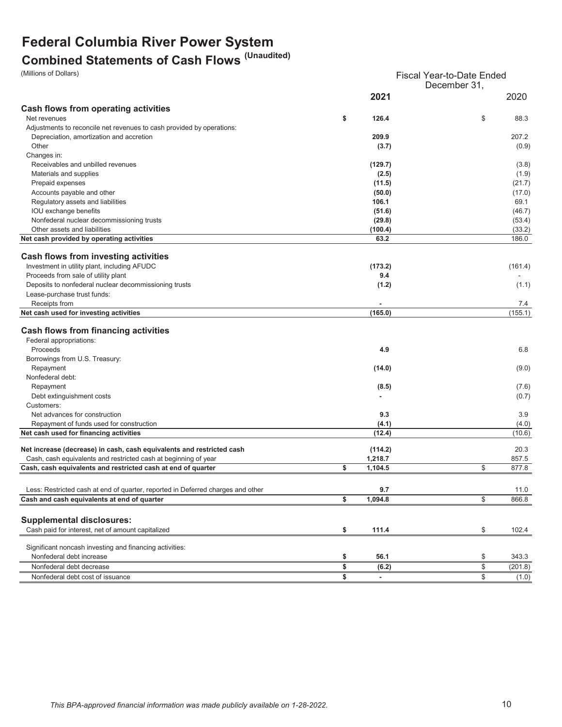# Federal Columbia River Power System

## Combined Statements of Cash Flows (Unaudited)

(Millions of Dollars)

| | Fiscal Year-to-Date Ended December 31, 2021 | 2020 |
|---|---|---|
| **Cash flows from operating activities** | | |
| Net revenues | $ 126.4 | $ 88.3 |
| Adjustments to reconcile net revenues to cash provided by operations: | | |
| Depreciation, amortization and accretion | 209.9 | 207.2 |
| Other | (3.7) | (0.9) |
| Changes in: | | |
| Receivables and unbilled revenues | (129.7) | (3.8) |
| Materials and supplies | (2.5) | (1.9) |
| Prepaid expenses | (11.5) | (21.7) |
| Accounts payable and other | (50.0) | (17.0) |
| Regulatory assets and liabilities | 106.1 | 69.1 |
| IOU exchange benefits | (51.6) | (46.7) |
| Nonfederal nuclear decommissioning trusts | (29.8) | (53.4) |
| Other assets and liabilities | (100.4) | (33.2) |
| **Net cash provided by operating activities** | 63.2 | 186.0 |
| **Cash flows from investing activities** | | |
| Investment in utility plant, including AFUDC | (173.2) | (161.4) |
| Proceeds from sale of utility plant | 9.4 | - |
| Deposits to nonfederal nuclear decommissioning trusts | (1.2) | (1.1) |
| Lease-purchase trust funds: | | |
| Receipts from | - | 7.4 |
| **Net cash used for investing activities** | (165.0) | (155.1) |
| **Cash flows from financing activities** | | |
| Federal appropriations: | | |
| Proceeds | 4.9 | 6.8 |
| Borrowings from U.S. Treasury: | | |
| Repayment | (14.0) | (9.0) |
| Nonfederal debt: | | |
| Repayment | (8.5) | (7.6) |
| Debt extinguishment costs | - | (0.7) |
| Customers: | | |
| Net advances for construction | 9.3 | 3.9 |
| Repayment of funds used for construction | (4.1) | (4.0) |
| **Net cash used for financing activities** | (12.4) | (10.6) |
| **Net increase (decrease) in cash, cash equivalents and restricted cash** | (114.2) | 20.3 |
| Cash, cash equivalents and restricted cash at beginning of year | 1,218.7 | 857.5 |
| **Cash, cash equivalents and restricted cash at end of quarter** | $ 1,104.5 | $ 877.8 |
| Less: Restricted cash at end of quarter, reported in Deferred charges and other | 9.7 | 11.0 |
| **Cash and cash equivalents at end of quarter** | $ 1,094.8 | $ 866.8 |
| **Supplemental disclosures:** | | |
| Cash paid for interest, net of amount capitalized | $ 111.4 | $ 102.4 |
| Significant noncash investing and financing activities: | | |
| Nonfederal debt increase | $ 56.1 | $ 343.3 |
| Nonfederal debt decrease | $ (6.2) | $ (201.8) |
| Nonfederal debt cost of issuance | $ - | $ (1.0) |

*This BPA-approved financial information was made publicly available on 1-28-2022.*